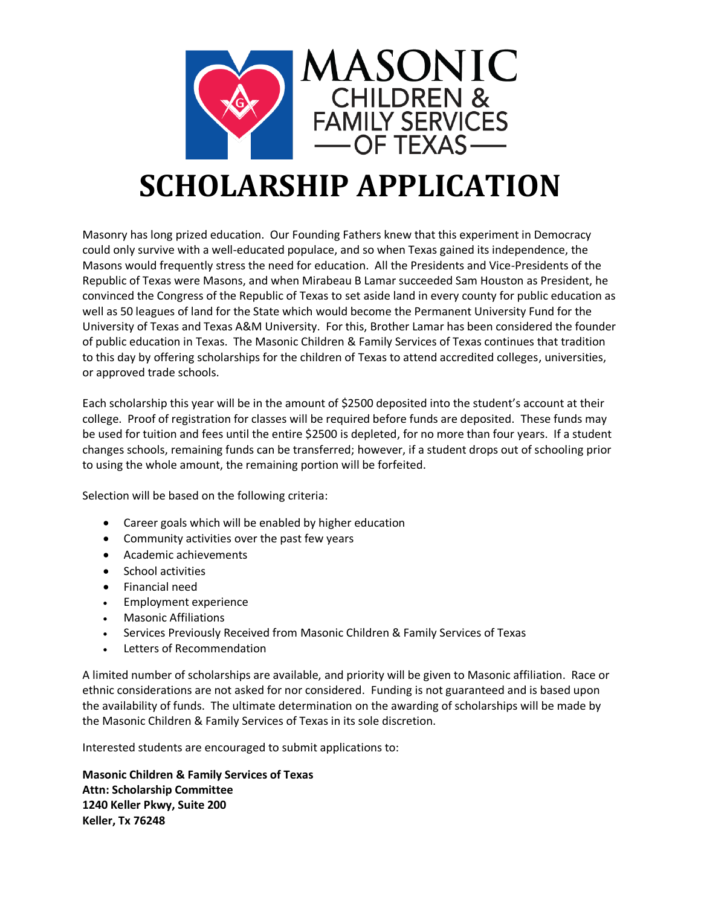MASONIC CHILDREN & FAMILY SERVICES OF TEXAS

# SCHOLARSHIP APPLICATION

Masonry has long prized education. Our Founding Fathers knew that this experiment in Democracy could only survive with a well-educated populace, and so when Texas gained its independence, the Masons would frequently stress the need for education. All the Presidents and Vice-Presidents of the Republic of Texas were Masons, and when Mirabeau B Lamar succeeded Sam Houston as President, he convinced the Congress of the Republic of Texas to set aside land in every county for public education as well as 50 leagues of land for the State which would become the Permanent University Fund for the University of Texas and Texas A&M University. For this, Brother Lamar has been considered the founder of public education in Texas. The Masonic Children & Family Services of Texas continues that tradition to this day by offering scholarships for the children of Texas to attend accredited colleges, universities, or approved trade schools.

Each scholarship this year will be in the amount of $2500 deposited into the student's account at their college. Proof of registration for classes will be required before funds are deposited. These funds may be used for tuition and fees until the entire $2500 is depleted, for no more than four years. If a student changes schools, remaining funds can be transferred; however, if a student drops out of schooling prior to using the whole amount, the remaining portion will be forfeited.

Selection will be based on the following criteria:

- Career goals which will be enabled by higher education
- Community activities over the past few years
- Academic achievements
- School activities
- Financial need
- Employment experience
- Masonic Affiliations
- Services Previously Received from Masonic Children & Family Services of Texas
- Letters of Recommendation

A limited number of scholarships are available, and priority will be given to Masonic affiliation. Race or ethnic considerations are not asked for nor considered. Funding is not guaranteed and is based upon the availability of funds. The ultimate determination on the awarding of scholarships will be made by the Masonic Children & Family Services of Texas in its sole discretion.

Interested students are encouraged to submit applications to:

**Masonic Children & Family Services of Texas**
**Attn: Scholarship Committee**
**1240 Keller Pkwy, Suite 200**
**Keller, Tx 76248**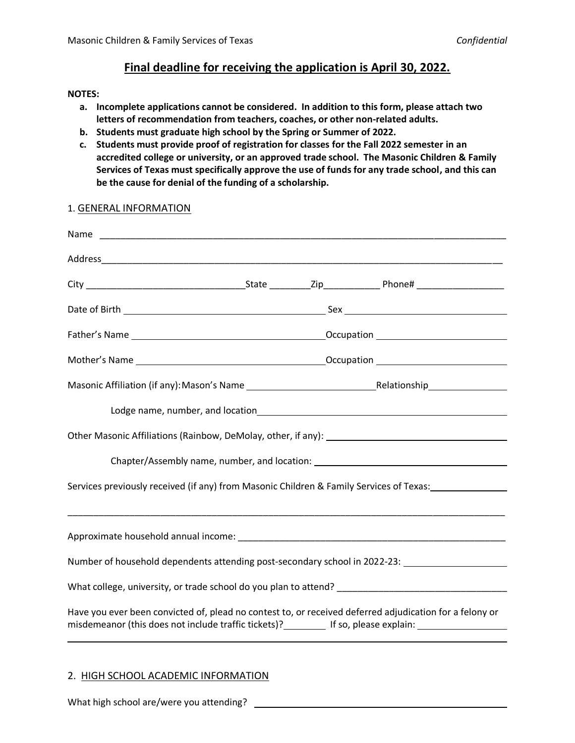**Final deadline for receiving the application is April 30, 2022.**

**NOTES:**

- **a. Incomplete applications cannot be considered. In addition to this form, please attach two letters of recommendation from teachers, coaches, or other non-related adults.**
- **b. Students must graduate high school by the Spring or Summer of 2022.**
- **c. Students must provide proof of registration for classes for the Fall 2022 semester in an accredited college or university, or an approved trade school. The Masonic Children & Family Services of Texas must specifically approve the use of funds for any trade school, and this can be the cause for denial of the funding of a scholarship.**

## 1. GENERAL INFORMATION

Name ______________________________________________________________________________

Address_____________________________________________________________________________

City ______________________________State ________Zip___________ Phone# _________________

Date of Birth ________________________________________ Sex ________________________________

Father's Name ______________________________________Occupation _________________________

Mother's Name ______________________________________Occupation _________________________

Masonic Affiliation (if any): Mason's Name _________________________Relationship_______________

Lodge name, number, and location________________________________________________________

Other Masonic Affiliations (Rainbow, DeMolay, other, if any): _____________________________________

Chapter/Assembly name, number, and location: ________________________________________

Services previously received (if any) from Masonic Children & Family Services of Texas:_______________

______________________________________________________________________________________

Approximate household annual income: ______________________________________________________

Number of household dependents attending post-secondary school in 2022-23: ____________________

What college, university, or trade school do you plan to attend? _________________________________

Have you ever been convicted of, plead no contest to, or received deferred adjudication for a felony or misdemeanor (this does not include traffic tickets)?________ If so, please explain: _________________

______________________________________________________________________________________

## 2. HIGH SCHOOL ACADEMIC INFORMATION

What high school are/were you attending? ________________________________________________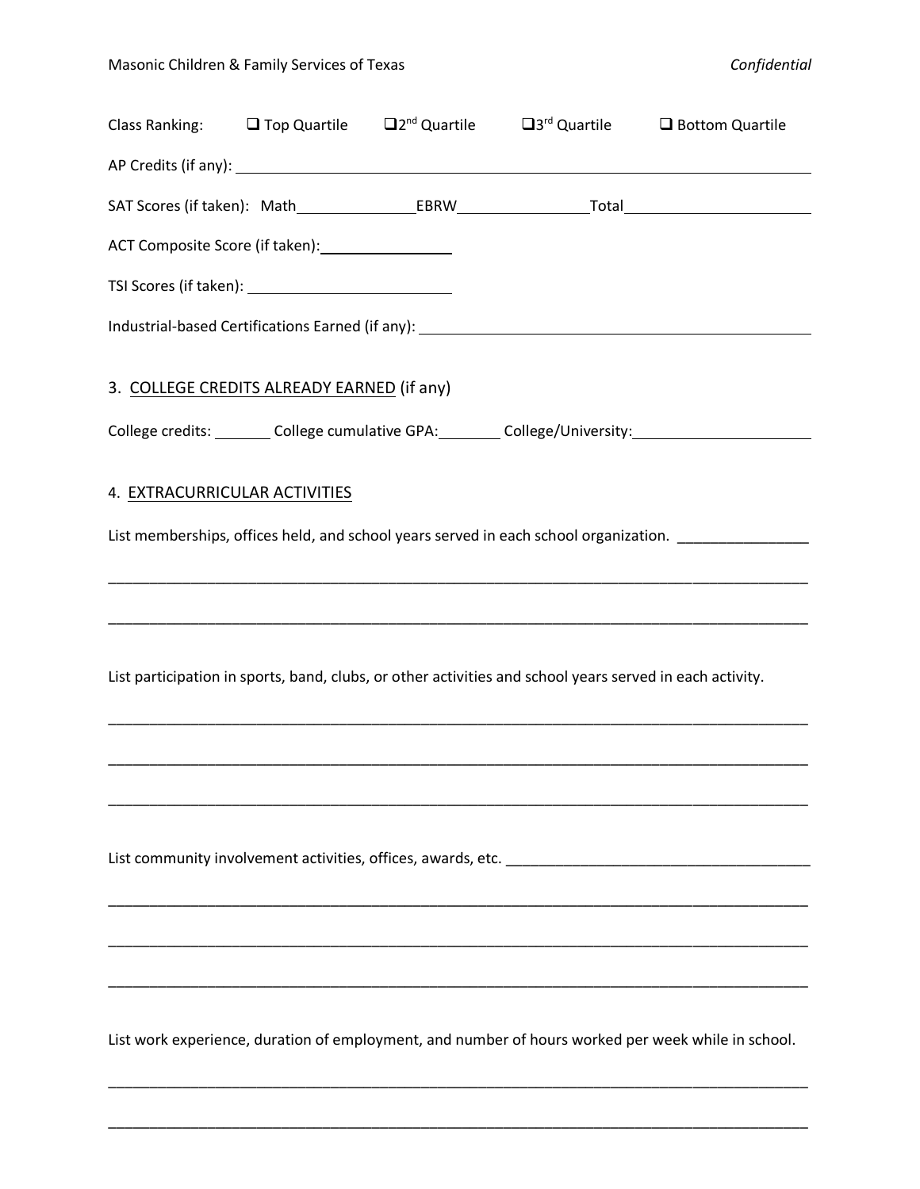Class Ranking: ❑ Top Quartile ❑ 2nd Quartile ❑ 3rd Quartile ❑ Bottom Quartile

AP Credits (if any): ______________________________________________________________

SAT Scores (if taken): Math______________ EBRW_______________ Total____________________

ACT Composite Score (if taken): _______________

TSI Scores (if taken): _______________________

Industrial-based Certifications Earned (if any): ____________________________________________

3. COLLEGE CREDITS ALREADY EARNED (if any)

College credits: _______ College cumulative GPA: ________ College/University: ____________________

4. EXTRACURRICULAR ACTIVITIES

List memberships, offices held, and school years served in each school organization. ________________

_____________________________________________________________________________________

_____________________________________________________________________________________

List participation in sports, band, clubs, or other activities and school years served in each activity.

_____________________________________________________________________________________

_____________________________________________________________________________________

_____________________________________________________________________________________

List community involvement activities, offices, awards, etc. _____________________________________

_____________________________________________________________________________________

_____________________________________________________________________________________

_____________________________________________________________________________________

List work experience, duration of employment, and number of hours worked per week while in school.

_____________________________________________________________________________________

_____________________________________________________________________________________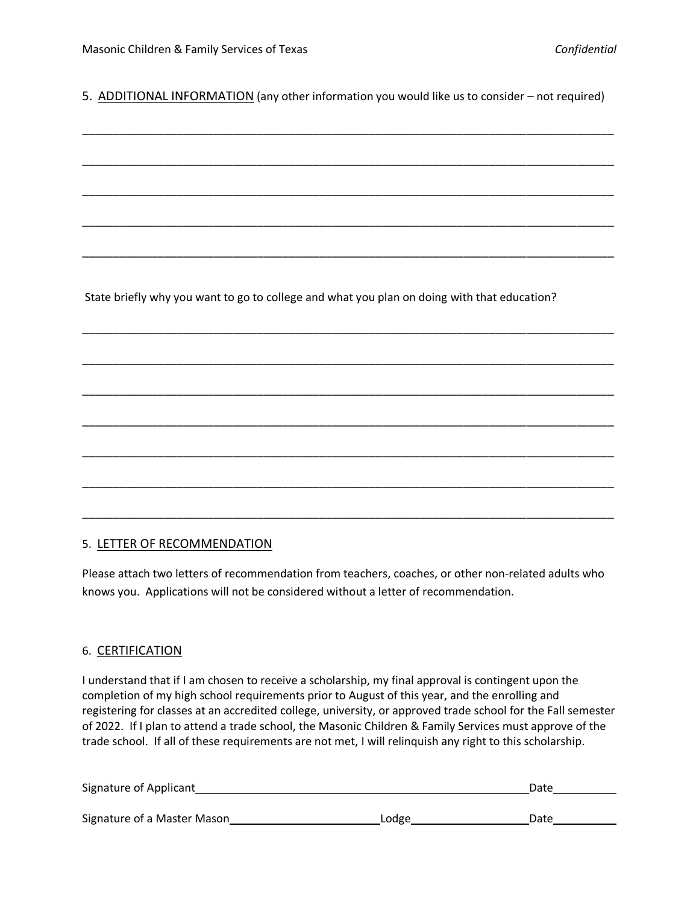5. ADDITIONAL INFORMATION (any other information you would like us to consider – not required)

_______________________________________________________________________________

_______________________________________________________________________________

_______________________________________________________________________________

_______________________________________________________________________________

_______________________________________________________________________________

State briefly why you want to go to college and what you plan on doing with that education?

_______________________________________________________________________________

_______________________________________________________________________________

_______________________________________________________________________________

_______________________________________________________________________________

_______________________________________________________________________________

_______________________________________________________________________________

_______________________________________________________________________________

5. LETTER OF RECOMMENDATION

Please attach two letters of recommendation from teachers, coaches, or other non-related adults who knows you. Applications will not be considered without a letter of recommendation.

6. CERTIFICATION

I understand that if I am chosen to receive a scholarship, my final approval is contingent upon the completion of my high school requirements prior to August of this year, and the enrolling and registering for classes at an accredited college, university, or approved trade school for the Fall semester of 2022. If I plan to attend a trade school, the Masonic Children & Family Services must approve of the trade school. If all of these requirements are not met, I will relinquish any right to this scholarship.

Signature of Applicant_______________________________________________ Date__________

Signature of a Master Mason________________________ Lodge___________________ Date__________